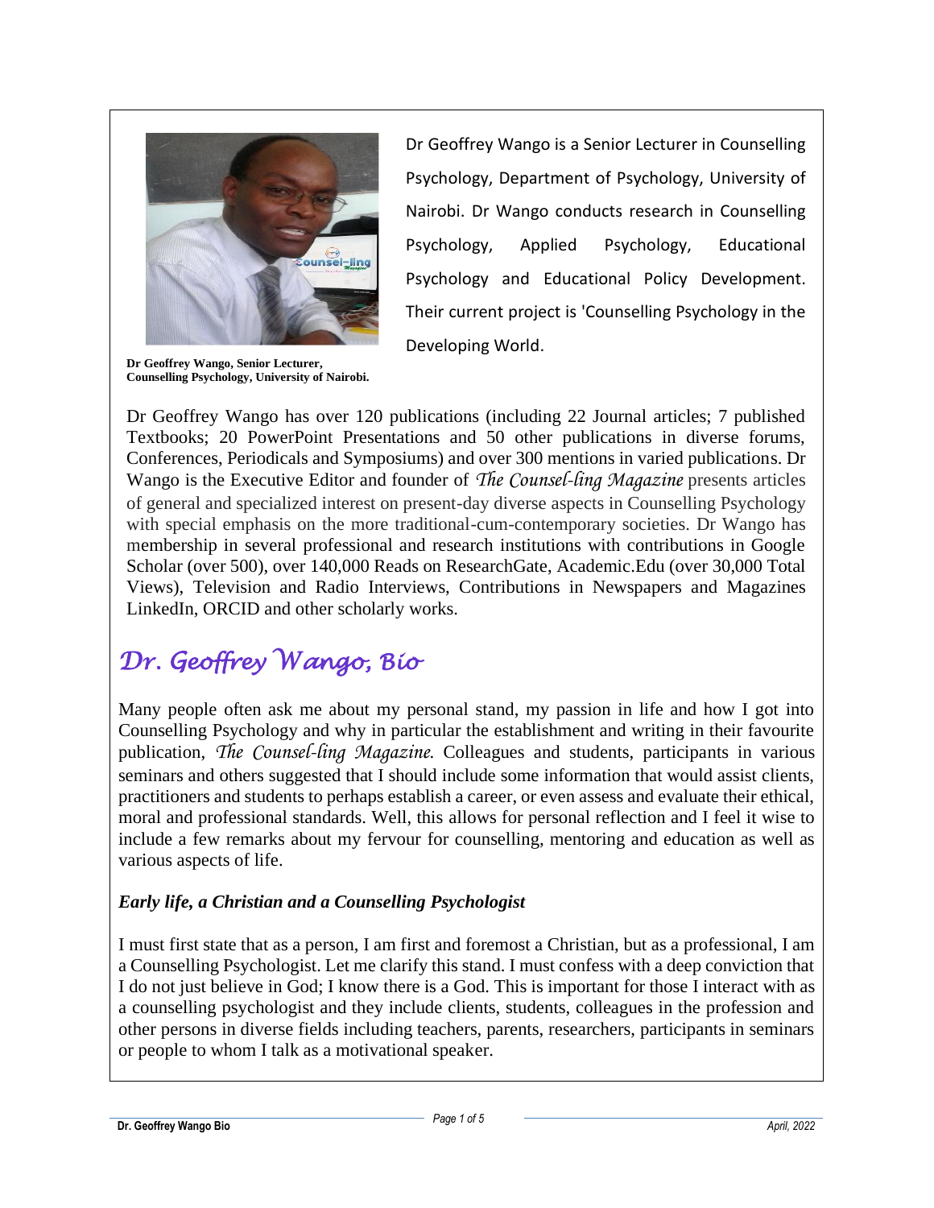Dr Geoffrey Wango is a Senior Lecturer in Counselling Psychology, Department of Psychology, University of Nairobi. Dr Wango conducts research in Counselling Psychology, Applied Psychology, Educational Psychology and Educational Policy Development. Their current project is 'Counselling Psychology in the Developing World.

**Dr Geoffrey Wango, Senior Lecturer, Counselling Psychology, University of Nairobi.**

Dr Geoffrey Wango has over 120 publications (including 22 Journal articles; 7 published Textbooks; 20 PowerPoint Presentations and 50 other publications in diverse forums, Conferences, Periodicals and Symposiums) and over 300 mentions in varied publications. Dr Wango is the Executive Editor and founder of *The Counsel-ling Magazine* presents articles of general and specialized interest on present-day diverse aspects in Counselling Psychology with special emphasis on the more traditional-cum-contemporary societies. Dr Wango has membership in several professional and research institutions with contributions in Google Scholar (over 500), over 140,000 Reads on ResearchGate, Academic.Edu (over 30,000 Total Views), Television and Radio Interviews, Contributions in Newspapers and Magazines LinkedIn, ORCID and other scholarly works.

# *Dr. Geoffrey Wango, Bio*

Many people often ask me about my personal stand, my passion in life and how I got into Counselling Psychology and why in particular the establishment and writing in their favourite publication, *The Counsel-ling Magazine.* Colleagues and students, participants in various seminars and others suggested that I should include some information that would assist clients, practitioners and students to perhaps establish a career, or even assess and evaluate their ethical, moral and professional standards. Well, this allows for personal reflection and I feel it wise to include a few remarks about my fervour for counselling, mentoring and education as well as various aspects of life.

### *Early life, a Christian and a Counselling Psychologist*

I must first state that as a person, I am first and foremost a Christian, but as a professional, I am a Counselling Psychologist. Let me clarify this stand. I must confess with a deep conviction that I do not just believe in God; I know there is a God. This is important for those I interact with as a counselling psychologist and they include clients, students, colleagues in the profession and other persons in diverse fields including teachers, parents, researchers, participants in seminars or people to whom I talk as a motivational speaker.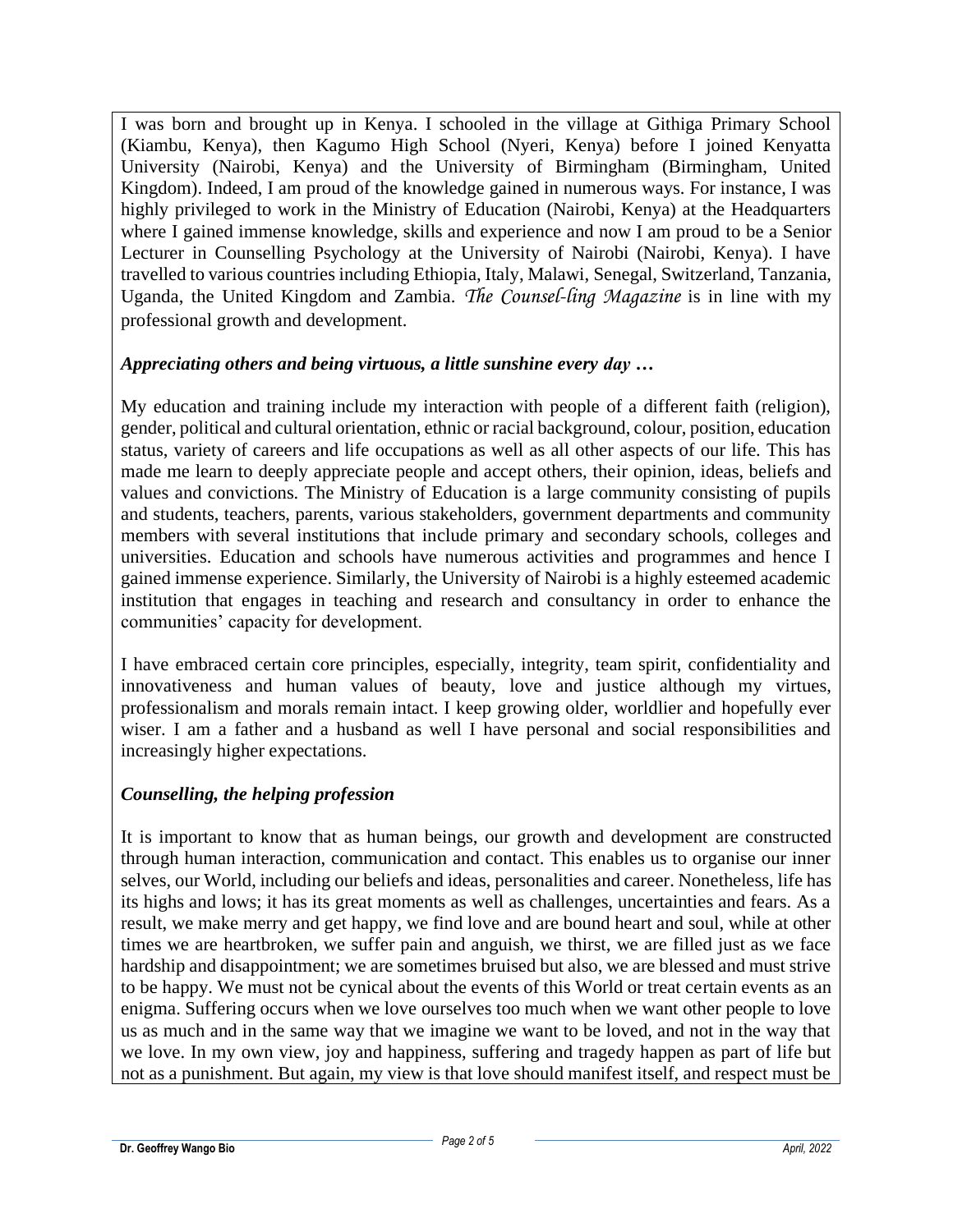I was born and brought up in Kenya. I schooled in the village at Githiga Primary School (Kiambu, Kenya), then Kagumo High School (Nyeri, Kenya) before I joined Kenyatta University (Nairobi, Kenya) and the University of Birmingham (Birmingham, United Kingdom). Indeed, I am proud of the knowledge gained in numerous ways. For instance, I was highly privileged to work in the Ministry of Education (Nairobi, Kenya) at the Headquarters where I gained immense knowledge, skills and experience and now I am proud to be a Senior Lecturer in Counselling Psychology at the University of Nairobi (Nairobi, Kenya). I have travelled to various countries including Ethiopia, Italy, Malawi, Senegal, Switzerland, Tanzania, Uganda, the United Kingdom and Zambia. *The Counsel-ling Magazine* is in line with my professional growth and development.

### *Appreciating others and being virtuous, a little sunshine every day …*

My education and training include my interaction with people of a different faith (religion), gender, political and cultural orientation, ethnic or racial background, colour, position, education status, variety of careers and life occupations as well as all other aspects of our life. This has made me learn to deeply appreciate people and accept others, their opinion, ideas, beliefs and values and convictions. The Ministry of Education is a large community consisting of pupils and students, teachers, parents, various stakeholders, government departments and community members with several institutions that include primary and secondary schools, colleges and universities. Education and schools have numerous activities and programmes and hence I gained immense experience. Similarly, the University of Nairobi is a highly esteemed academic institution that engages in teaching and research and consultancy in order to enhance the communities' capacity for development.

I have embraced certain core principles, especially, integrity, team spirit, confidentiality and innovativeness and human values of beauty, love and justice although my virtues, professionalism and morals remain intact. I keep growing older, worldlier and hopefully ever wiser. I am a father and a husband as well I have personal and social responsibilities and increasingly higher expectations.

### *Counselling, the helping profession*

It is important to know that as human beings, our growth and development are constructed through human interaction, communication and contact. This enables us to organise our inner selves, our World, including our beliefs and ideas, personalities and career. Nonetheless, life has its highs and lows; it has its great moments as well as challenges, uncertainties and fears. As a result, we make merry and get happy, we find love and are bound heart and soul, while at other times we are heartbroken, we suffer pain and anguish, we thirst, we are filled just as we face hardship and disappointment; we are sometimes bruised but also, we are blessed and must strive to be happy. We must not be cynical about the events of this World or treat certain events as an enigma. Suffering occurs when we love ourselves too much when we want other people to love us as much and in the same way that we imagine we want to be loved, and not in the way that we love. In my own view, joy and happiness, suffering and tragedy happen as part of life but not as a punishment. But again, my view is that love should manifest itself, and respect must be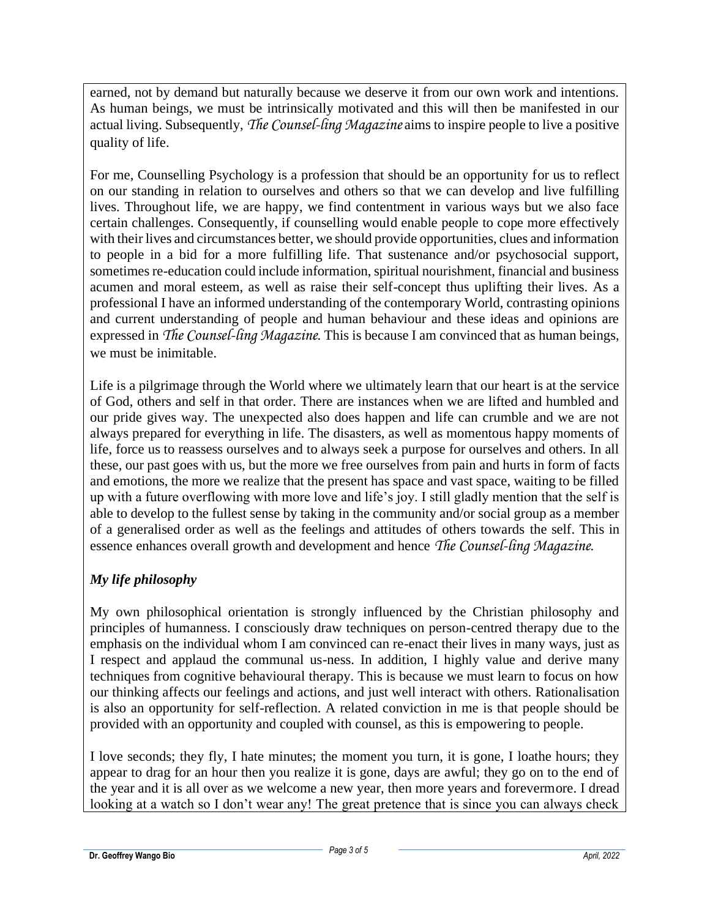earned, not by demand but naturally because we deserve it from our own work and intentions. As human beings, we must be intrinsically motivated and this will then be manifested in our actual living. Subsequently, *The Counsel-ling Magazine* aims to inspire people to live a positive quality of life.

For me, Counselling Psychology is a profession that should be an opportunity for us to reflect on our standing in relation to ourselves and others so that we can develop and live fulfilling lives. Throughout life, we are happy, we find contentment in various ways but we also face certain challenges. Consequently, if counselling would enable people to cope more effectively with their lives and circumstances better, we should provide opportunities, clues and information to people in a bid for a more fulfilling life. That sustenance and/or psychosocial support, sometimes re-education could include information, spiritual nourishment, financial and business acumen and moral esteem, as well as raise their self-concept thus uplifting their lives. As a professional I have an informed understanding of the contemporary World, contrasting opinions and current understanding of people and human behaviour and these ideas and opinions are expressed in *The Counsel-ling Magazine*. This is because I am convinced that as human beings, we must be inimitable.

Life is a pilgrimage through the World where we ultimately learn that our heart is at the service of God, others and self in that order. There are instances when we are lifted and humbled and our pride gives way. The unexpected also does happen and life can crumble and we are not always prepared for everything in life. The disasters, as well as momentous happy moments of life, force us to reassess ourselves and to always seek a purpose for ourselves and others. In all these, our past goes with us, but the more we free ourselves from pain and hurts in form of facts and emotions, the more we realize that the present has space and vast space, waiting to be filled up with a future overflowing with more love and life's joy. I still gladly mention that the self is able to develop to the fullest sense by taking in the community and/or social group as a member of a generalised order as well as the feelings and attitudes of others towards the self. This in essence enhances overall growth and development and hence *The Counsel-ling Magazine*.

### *My life philosophy*

My own philosophical orientation is strongly influenced by the Christian philosophy and principles of humanness. I consciously draw techniques on person-centred therapy due to the emphasis on the individual whom I am convinced can re-enact their lives in many ways, just as I respect and applaud the communal us-ness. In addition, I highly value and derive many techniques from cognitive behavioural therapy. This is because we must learn to focus on how our thinking affects our feelings and actions, and just well interact with others. Rationalisation is also an opportunity for self-reflection. A related conviction in me is that people should be provided with an opportunity and coupled with counsel, as this is empowering to people.

I love seconds; they fly, I hate minutes; the moment you turn, it is gone, I loathe hours; they appear to drag for an hour then you realize it is gone, days are awful; they go on to the end of the year and it is all over as we welcome a new year, then more years and forevermore. I dread looking at a watch so I don't wear any! The great pretence that is since you can always check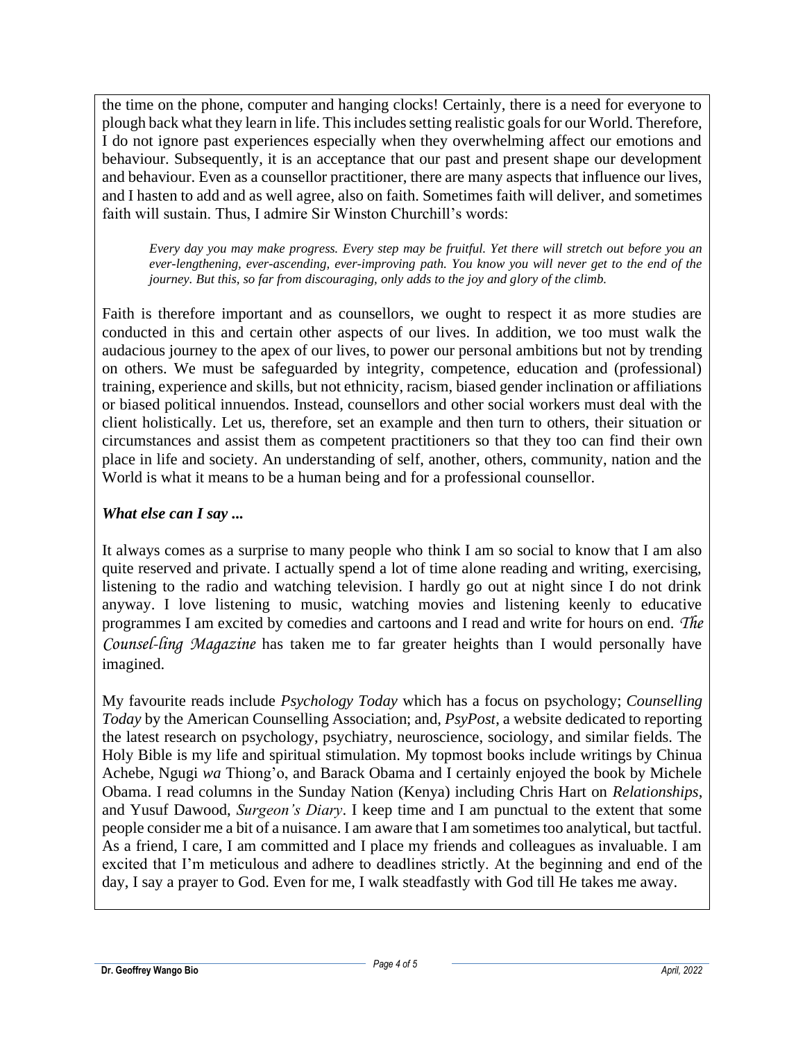the time on the phone, computer and hanging clocks! Certainly, there is a need for everyone to plough back what they learn in life. This includes setting realistic goals for our World. Therefore, I do not ignore past experiences especially when they overwhelming affect our emotions and behaviour. Subsequently, it is an acceptance that our past and present shape our development and behaviour. Even as a counsellor practitioner, there are many aspects that influence our lives, and I hasten to add and as well agree, also on faith. Sometimes faith will deliver, and sometimes faith will sustain. Thus, I admire Sir Winston Churchill's words:

> *Every day you may make progress. Every step may be fruitful. Yet there will stretch out before you an ever-lengthening, ever-ascending, ever-improving path. You know you will never get to the end of the journey. But this, so far from discouraging, only adds to the joy and glory of the climb.*

Faith is therefore important and as counsellors, we ought to respect it as more studies are conducted in this and certain other aspects of our lives. In addition, we too must walk the audacious journey to the apex of our lives, to power our personal ambitions but not by trending on others. We must be safeguarded by integrity, competence, education and (professional) training, experience and skills, but not ethnicity, racism, biased gender inclination or affiliations or biased political innuendos. Instead, counsellors and other social workers must deal with the client holistically. Let us, therefore, set an example and then turn to others, their situation or circumstances and assist them as competent practitioners so that they too can find their own place in life and society. An understanding of self, another, others, community, nation and the World is what it means to be a human being and for a professional counsellor.

***What else can I say ...***

It always comes as a surprise to many people who think I am so social to know that I am also quite reserved and private. I actually spend a lot of time alone reading and writing, exercising, listening to the radio and watching television. I hardly go out at night since I do not drink anyway. I love listening to music, watching movies and listening keenly to educative programmes I am excited by comedies and cartoons and I read and write for hours on end. *The Counsel-ling Magazine* has taken me to far greater heights than I would personally have imagined.

My favourite reads include *Psychology Today* which has a focus on psychology; *Counselling Today* by the American Counselling Association; and, *PsyPost*, a website dedicated to reporting the latest research on psychology, psychiatry, neuroscience, sociology, and similar fields. The Holy Bible is my life and spiritual stimulation. My topmost books include writings by Chinua Achebe, Ngugi *wa* Thiong'o, and Barack Obama and I certainly enjoyed the book by Michele Obama. I read columns in the Sunday Nation (Kenya) including Chris Hart on *Relationships*, and Yusuf Dawood, *Surgeon's Diary*. I keep time and I am punctual to the extent that some people consider me a bit of a nuisance. I am aware that I am sometimes too analytical, but tactful. As a friend, I care, I am committed and I place my friends and colleagues as invaluable. I am excited that I'm meticulous and adhere to deadlines strictly. At the beginning and end of the day, I say a prayer to God. Even for me, I walk steadfastly with God till He takes me away.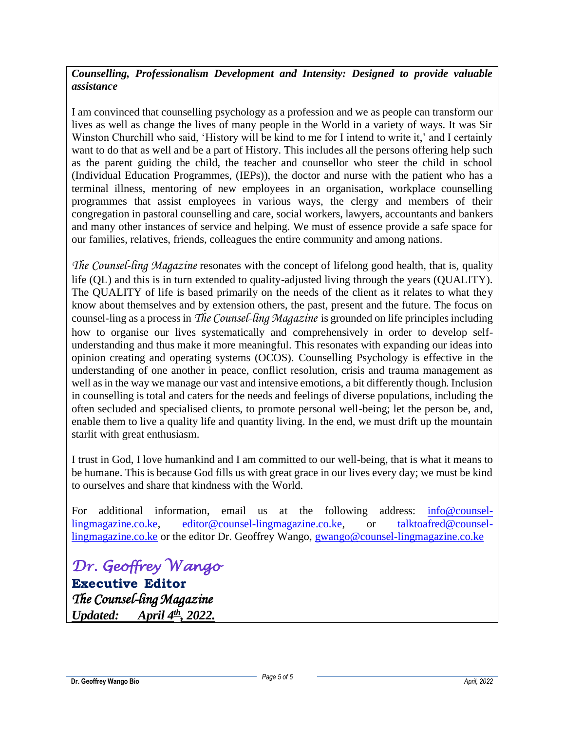***Counselling, Professionalism Development and Intensity: Designed to provide valuable assistance***

I am convinced that counselling psychology as a profession and we as people can transform our lives as well as change the lives of many people in the World in a variety of ways. It was Sir Winston Churchill who said, 'History will be kind to me for I intend to write it,' and I certainly want to do that as well and be a part of History. This includes all the persons offering help such as the parent guiding the child, the teacher and counsellor who steer the child in school (Individual Education Programmes, (IEPs)), the doctor and nurse with the patient who has a terminal illness, mentoring of new employees in an organisation, workplace counselling programmes that assist employees in various ways, the clergy and members of their congregation in pastoral counselling and care, social workers, lawyers, accountants and bankers and many other instances of service and helping. We must of essence provide a safe space for our families, relatives, friends, colleagues the entire community and among nations.

*The Counsel-ling Magazine* resonates with the concept of lifelong good health, that is, quality life (QL) and this is in turn extended to quality-adjusted living through the years (QUALITY). The QUALITY of life is based primarily on the needs of the client as it relates to what they know about themselves and by extension others, the past, present and the future. The focus on counsel-ling as a process in *The Counsel-ling Magazine* is grounded on life principles including how to organise our lives systematically and comprehensively in order to develop self-understanding and thus make it more meaningful. This resonates with expanding our ideas into opinion creating and operating systems (OCOS). Counselling Psychology is effective in the understanding of one another in peace, conflict resolution, crisis and trauma management as well as in the way we manage our vast and intensive emotions, a bit differently though. Inclusion in counselling is total and caters for the needs and feelings of diverse populations, including the often secluded and specialised clients, to promote personal well-being; let the person be, and, enable them to live a quality life and quantity living. In the end, we must drift up the mountain starlit with great enthusiasm.

I trust in God, I love humankind and I am committed to our well-being, that is what it means to be humane. This is because God fills us with great grace in our lives every day; we must be kind to ourselves and share that kindness with the World.

For additional information, email us at the following address: info@counsel-lingmagazine.co.ke, editor@counsel-lingmagazine.co.ke, or talktoafred@counsel-lingmagazine.co.ke or the editor Dr. Geoffrey Wango, gwango@counsel-lingmagazine.co.ke

*Dr. Geoffrey Wango*

**Executive Editor**

*The Counsel-ling Magazine*

***Updated: April 4th, 2022.***